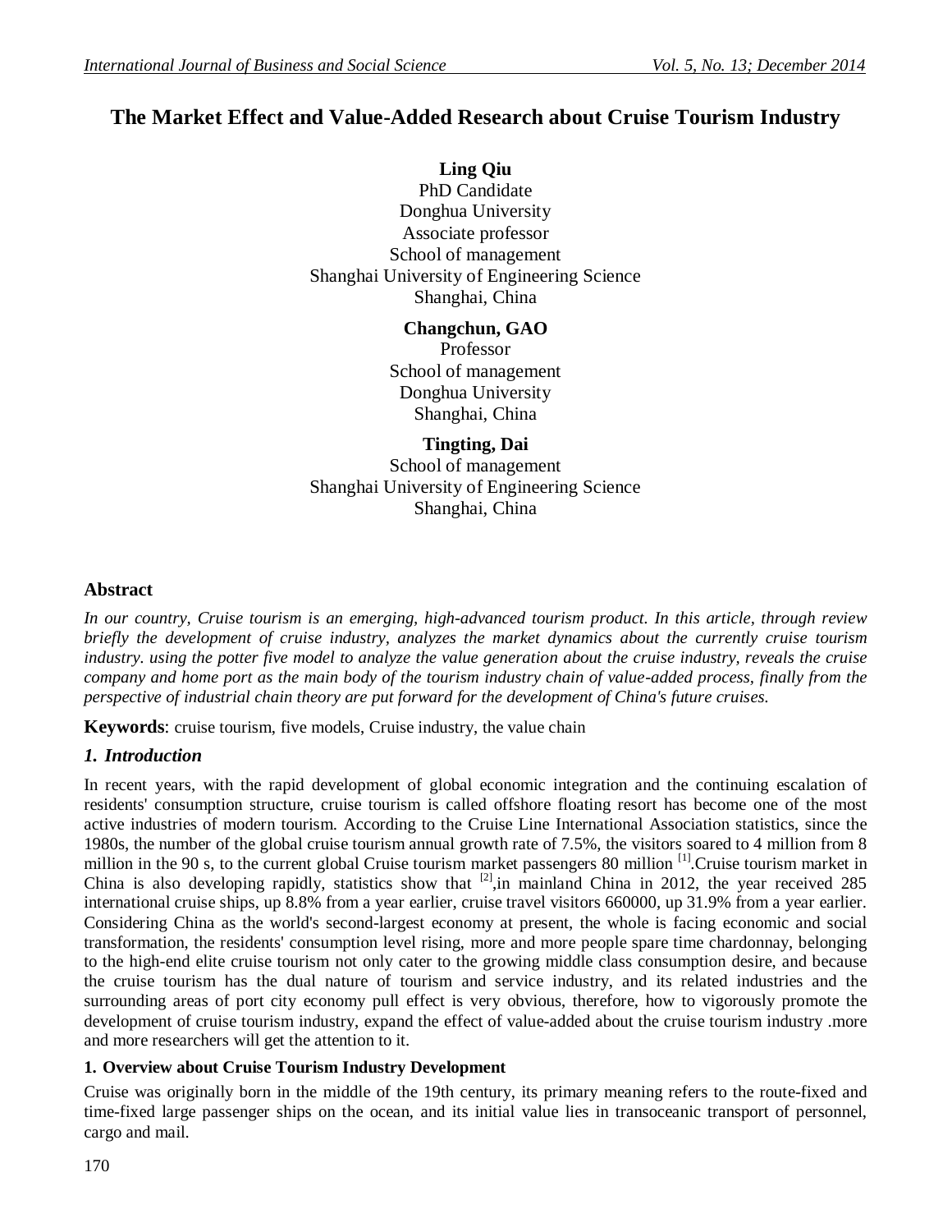# The Market Effect and Value-Added Research about Cruise Tourism Industry

**Ling Qiu**
PhD Candidate
Donghua University
Associate professor
School of management
Shanghai University of Engineering Science
Shanghai, China

**Changchun, GAO**
Professor
School of management
Donghua University
Shanghai, China

**Tingting, Dai**
School of management
Shanghai University of Engineering Science
Shanghai, China

## Abstract

*In our country, Cruise tourism is an emerging, high-advanced tourism product. In this article, through review briefly the development of cruise industry, analyzes the market dynamics about the currently cruise tourism industry. using the potter five model to analyze the value generation about the cruise industry, reveals the cruise company and home port as the main body of the tourism industry chain of value-added process, finally from the perspective of industrial chain theory are put forward for the development of China's future cruises.*

**Keywords**: cruise tourism, five models, Cruise industry, the value chain

## *1. Introduction*

In recent years, with the rapid development of global economic integration and the continuing escalation of residents' consumption structure, cruise tourism is called offshore floating resort has become one of the most active industries of modern tourism. According to the Cruise Line International Association statistics, since the 1980s, the number of the global cruise tourism annual growth rate of 7.5%, the visitors soared to 4 million from 8 million in the 90 s, to the current global Cruise tourism market passengers 80 million [1].Cruise tourism market in China is also developing rapidly, statistics show that [2],in mainland China in 2012, the year received 285 international cruise ships, up 8.8% from a year earlier, cruise travel visitors 660000, up 31.9% from a year earlier. Considering China as the world's second-largest economy at present, the whole is facing economic and social transformation, the residents' consumption level rising, more and more people spare time chardonnay, belonging to the high-end elite cruise tourism not only cater to the growing middle class consumption desire, and because the cruise tourism has the dual nature of tourism and service industry, and its related industries and the surrounding areas of port city economy pull effect is very obvious, therefore, how to vigorously promote the development of cruise tourism industry, expand the effect of value-added about the cruise tourism industry .more and more researchers will get the attention to it.

### 1. Overview about Cruise Tourism Industry Development

Cruise was originally born in the middle of the 19th century, its primary meaning refers to the route-fixed and time-fixed large passenger ships on the ocean, and its initial value lies in transoceanic transport of personnel, cargo and mail.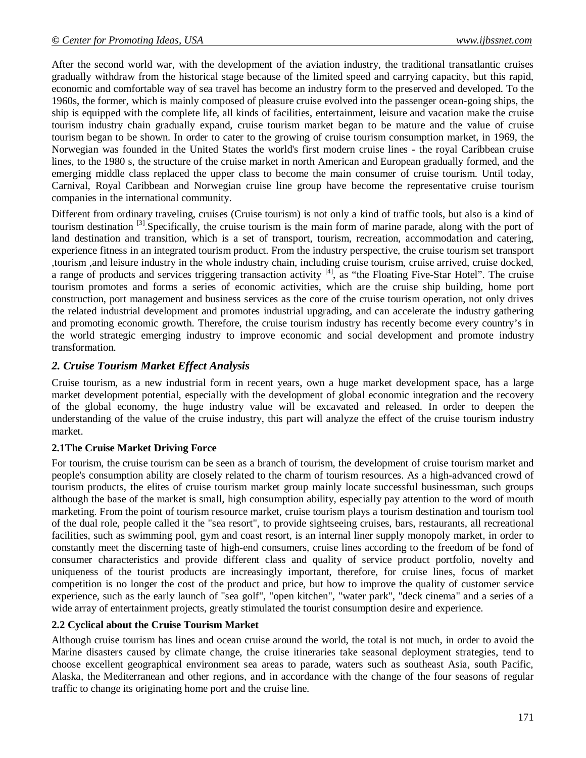After the second world war, with the development of the aviation industry, the traditional transatlantic cruises gradually withdraw from the historical stage because of the limited speed and carrying capacity, but this rapid, economic and comfortable way of sea travel has become an industry form to the preserved and developed. To the 1960s, the former, which is mainly composed of pleasure cruise evolved into the passenger ocean-going ships, the ship is equipped with the complete life, all kinds of facilities, entertainment, leisure and vacation make the cruise tourism industry chain gradually expand, cruise tourism market began to be mature and the value of cruise tourism began to be shown. In order to cater to the growing of cruise tourism consumption market, in 1969, the Norwegian was founded in the United States the world's first modern cruise lines - the royal Caribbean cruise lines, to the 1980 s, the structure of the cruise market in north American and European gradually formed, and the emerging middle class replaced the upper class to become the main consumer of cruise tourism. Until today, Carnival, Royal Caribbean and Norwegian cruise line group have become the representative cruise tourism companies in the international community.

Different from ordinary traveling, cruises (Cruise tourism) is not only a kind of traffic tools, but also is a kind of tourism destination [3].Specifically, the cruise tourism is the main form of marine parade, along with the port of land destination and transition, which is a set of transport, tourism, recreation, accommodation and catering, experience fitness in an integrated tourism product. From the industry perspective, the cruise tourism set transport ,tourism ,and leisure industry in the whole industry chain, including cruise tourism, cruise arrived, cruise docked, a range of products and services triggering transaction activity [4], as "the Floating Five-Star Hotel". The cruise tourism promotes and forms a series of economic activities, which are the cruise ship building, home port construction, port management and business services as the core of the cruise tourism operation, not only drives the related industrial development and promotes industrial upgrading, and can accelerate the industry gathering and promoting economic growth. Therefore, the cruise tourism industry has recently become every country's in the world strategic emerging industry to improve economic and social development and promote industry transformation.

## *2. Cruise Tourism Market Effect Analysis*

Cruise tourism, as a new industrial form in recent years, own a huge market development space, has a large market development potential, especially with the development of global economic integration and the recovery of the global economy, the huge industry value will be excavated and released. In order to deepen the understanding of the value of the cruise industry, this part will analyze the effect of the cruise tourism industry market.

### 2.1The Cruise Market Driving Force

For tourism, the cruise tourism can be seen as a branch of tourism, the development of cruise tourism market and people's consumption ability are closely related to the charm of tourism resources. As a high-advanced crowd of tourism products, the elites of cruise tourism market group mainly locate successful businessman, such groups although the base of the market is small, high consumption ability, especially pay attention to the word of mouth marketing. From the point of tourism resource market, cruise tourism plays a tourism destination and tourism tool of the dual role, people called it the "sea resort", to provide sightseeing cruises, bars, restaurants, all recreational facilities, such as swimming pool, gym and coast resort, is an internal liner supply monopoly market, in order to constantly meet the discerning taste of high-end consumers, cruise lines according to the freedom of be fond of consumer characteristics and provide different class and quality of service product portfolio, novelty and uniqueness of the tourist products are increasingly important, therefore, for cruise lines, focus of market competition is no longer the cost of the product and price, but how to improve the quality of customer service experience, such as the early launch of "sea golf", "open kitchen", "water park", "deck cinema" and a series of a wide array of entertainment projects, greatly stimulated the tourist consumption desire and experience.

### 2.2 Cyclical about the Cruise Tourism Market

Although cruise tourism has lines and ocean cruise around the world, the total is not much, in order to avoid the Marine disasters caused by climate change, the cruise itineraries take seasonal deployment strategies, tend to choose excellent geographical environment sea areas to parade, waters such as southeast Asia, south Pacific, Alaska, the Mediterranean and other regions, and in accordance with the change of the four seasons of regular traffic to change its originating home port and the cruise line.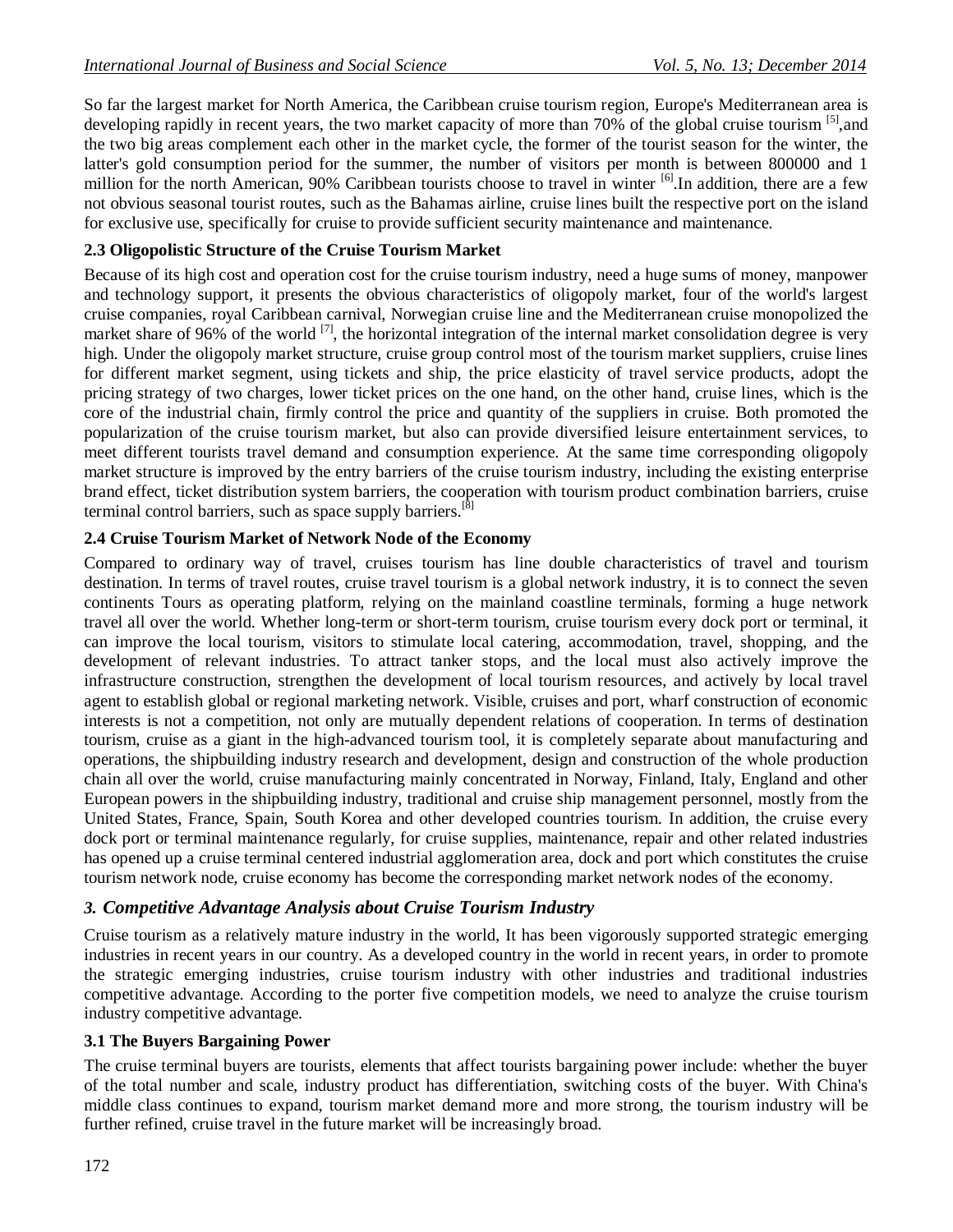So far the largest market for North America, the Caribbean cruise tourism region, Europe's Mediterranean area is developing rapidly in recent years, the two market capacity of more than 70% of the global cruise tourism [5],and the two big areas complement each other in the market cycle, the former of the tourist season for the winter, the latter's gold consumption period for the summer, the number of visitors per month is between 800000 and 1 million for the north American, 90% Caribbean tourists choose to travel in winter [6].In addition, there are a few not obvious seasonal tourist routes, such as the Bahamas airline, cruise lines built the respective port on the island for exclusive use, specifically for cruise to provide sufficient security maintenance and maintenance.

### 2.3 Oligopolistic Structure of the Cruise Tourism Market

Because of its high cost and operation cost for the cruise tourism industry, need a huge sums of money, manpower and technology support, it presents the obvious characteristics of oligopoly market, four of the world's largest cruise companies, royal Caribbean carnival, Norwegian cruise line and the Mediterranean cruise monopolized the market share of 96% of the world [7], the horizontal integration of the internal market consolidation degree is very high. Under the oligopoly market structure, cruise group control most of the tourism market suppliers, cruise lines for different market segment, using tickets and ship, the price elasticity of travel service products, adopt the pricing strategy of two charges, lower ticket prices on the one hand, on the other hand, cruise lines, which is the core of the industrial chain, firmly control the price and quantity of the suppliers in cruise. Both promoted the popularization of the cruise tourism market, but also can provide diversified leisure entertainment services, to meet different tourists travel demand and consumption experience. At the same time corresponding oligopoly market structure is improved by the entry barriers of the cruise tourism industry, including the existing enterprise brand effect, ticket distribution system barriers, the cooperation with tourism product combination barriers, cruise terminal control barriers, such as space supply barriers.[8]

### 2.4 Cruise Tourism Market of Network Node of the Economy

Compared to ordinary way of travel, cruises tourism has line double characteristics of travel and tourism destination. In terms of travel routes, cruise travel tourism is a global network industry, it is to connect the seven continents Tours as operating platform, relying on the mainland coastline terminals, forming a huge network travel all over the world. Whether long-term or short-term tourism, cruise tourism every dock port or terminal, it can improve the local tourism, visitors to stimulate local catering, accommodation, travel, shopping, and the development of relevant industries. To attract tanker stops, and the local must also actively improve the infrastructure construction, strengthen the development of local tourism resources, and actively by local travel agent to establish global or regional marketing network. Visible, cruises and port, wharf construction of economic interests is not a competition, not only are mutually dependent relations of cooperation. In terms of destination tourism, cruise as a giant in the high-advanced tourism tool, it is completely separate about manufacturing and operations, the shipbuilding industry research and development, design and construction of the whole production chain all over the world, cruise manufacturing mainly concentrated in Norway, Finland, Italy, England and other European powers in the shipbuilding industry, traditional and cruise ship management personnel, mostly from the United States, France, Spain, South Korea and other developed countries tourism. In addition, the cruise every dock port or terminal maintenance regularly, for cruise supplies, maintenance, repair and other related industries has opened up a cruise terminal centered industrial agglomeration area, dock and port which constitutes the cruise tourism network node, cruise economy has become the corresponding market network nodes of the economy.

## 3. Competitive Advantage Analysis about Cruise Tourism Industry

Cruise tourism as a relatively mature industry in the world, It has been vigorously supported strategic emerging industries in recent years in our country. As a developed country in the world in recent years, in order to promote the strategic emerging industries, cruise tourism industry with other industries and traditional industries competitive advantage. According to the porter five competition models, we need to analyze the cruise tourism industry competitive advantage.

### 3.1 The Buyers Bargaining Power

The cruise terminal buyers are tourists, elements that affect tourists bargaining power include: whether the buyer of the total number and scale, industry product has differentiation, switching costs of the buyer. With China's middle class continues to expand, tourism market demand more and more strong, the tourism industry will be further refined, cruise travel in the future market will be increasingly broad.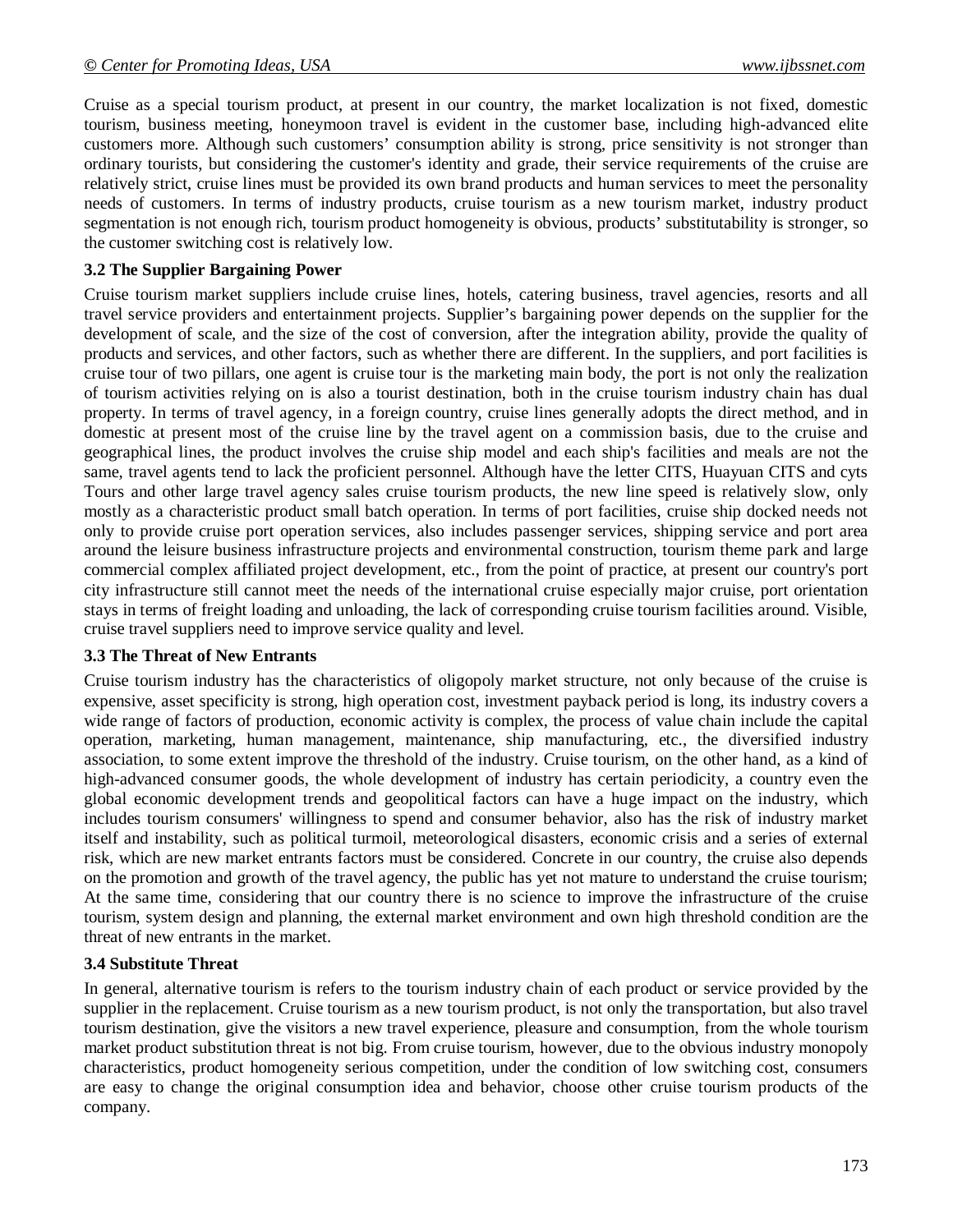Cruise as a special tourism product, at present in our country, the market localization is not fixed, domestic tourism, business meeting, honeymoon travel is evident in the customer base, including high-advanced elite customers more. Although such customers' consumption ability is strong, price sensitivity is not stronger than ordinary tourists, but considering the customer's identity and grade, their service requirements of the cruise are relatively strict, cruise lines must be provided its own brand products and human services to meet the personality needs of customers. In terms of industry products, cruise tourism as a new tourism market, industry product segmentation is not enough rich, tourism product homogeneity is obvious, products' substitutability is stronger, so the customer switching cost is relatively low.

### 3.2 The Supplier Bargaining Power

Cruise tourism market suppliers include cruise lines, hotels, catering business, travel agencies, resorts and all travel service providers and entertainment projects. Supplier's bargaining power depends on the supplier for the development of scale, and the size of the cost of conversion, after the integration ability, provide the quality of products and services, and other factors, such as whether there are different. In the suppliers, and port facilities is cruise tour of two pillars, one agent is cruise tour is the marketing main body, the port is not only the realization of tourism activities relying on is also a tourist destination, both in the cruise tourism industry chain has dual property. In terms of travel agency, in a foreign country, cruise lines generally adopts the direct method, and in domestic at present most of the cruise line by the travel agent on a commission basis, due to the cruise and geographical lines, the product involves the cruise ship model and each ship's facilities and meals are not the same, travel agents tend to lack the proficient personnel. Although have the letter CITS, Huayuan CITS and cyts Tours and other large travel agency sales cruise tourism products, the new line speed is relatively slow, only mostly as a characteristic product small batch operation. In terms of port facilities, cruise ship docked needs not only to provide cruise port operation services, also includes passenger services, shipping service and port area around the leisure business infrastructure projects and environmental construction, tourism theme park and large commercial complex affiliated project development, etc., from the point of practice, at present our country's port city infrastructure still cannot meet the needs of the international cruise especially major cruise, port orientation stays in terms of freight loading and unloading, the lack of corresponding cruise tourism facilities around. Visible, cruise travel suppliers need to improve service quality and level.

### 3.3 The Threat of New Entrants

Cruise tourism industry has the characteristics of oligopoly market structure, not only because of the cruise is expensive, asset specificity is strong, high operation cost, investment payback period is long, its industry covers a wide range of factors of production, economic activity is complex, the process of value chain include the capital operation, marketing, human management, maintenance, ship manufacturing, etc., the diversified industry association, to some extent improve the threshold of the industry. Cruise tourism, on the other hand, as a kind of high-advanced consumer goods, the whole development of industry has certain periodicity, a country even the global economic development trends and geopolitical factors can have a huge impact on the industry, which includes tourism consumers' willingness to spend and consumer behavior, also has the risk of industry market itself and instability, such as political turmoil, meteorological disasters, economic crisis and a series of external risk, which are new market entrants factors must be considered. Concrete in our country, the cruise also depends on the promotion and growth of the travel agency, the public has yet not mature to understand the cruise tourism; At the same time, considering that our country there is no science to improve the infrastructure of the cruise tourism, system design and planning, the external market environment and own high threshold condition are the threat of new entrants in the market.

### 3.4 Substitute Threat

In general, alternative tourism is refers to the tourism industry chain of each product or service provided by the supplier in the replacement. Cruise tourism as a new tourism product, is not only the transportation, but also travel tourism destination, give the visitors a new travel experience, pleasure and consumption, from the whole tourism market product substitution threat is not big. From cruise tourism, however, due to the obvious industry monopoly characteristics, product homogeneity serious competition, under the condition of low switching cost, consumers are easy to change the original consumption idea and behavior, choose other cruise tourism products of the company.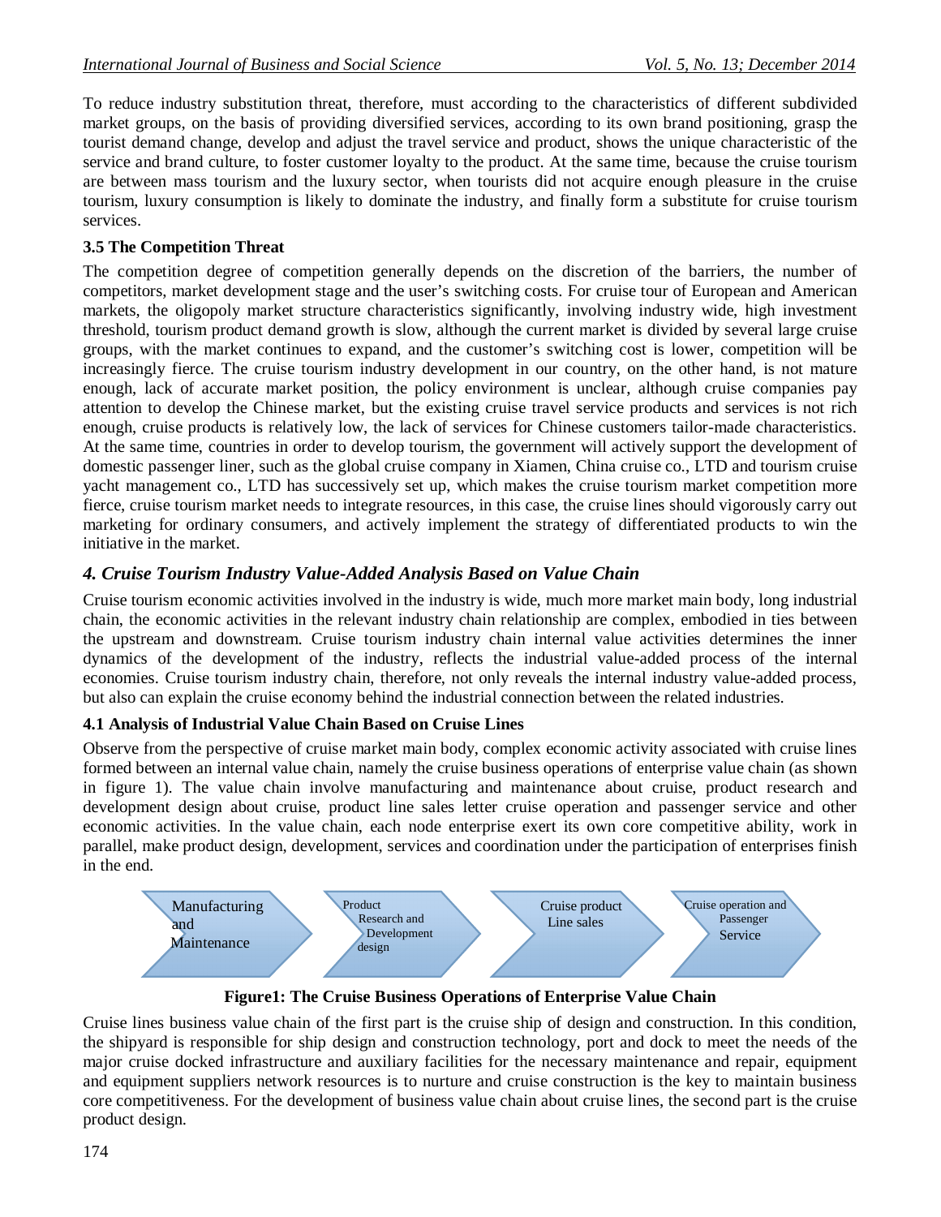To reduce industry substitution threat, therefore, must according to the characteristics of different subdivided market groups, on the basis of providing diversified services, according to its own brand positioning, grasp the tourist demand change, develop and adjust the travel service and product, shows the unique characteristic of the service and brand culture, to foster customer loyalty to the product. At the same time, because the cruise tourism are between mass tourism and the luxury sector, when tourists did not acquire enough pleasure in the cruise tourism, luxury consumption is likely to dominate the industry, and finally form a substitute for cruise tourism services.

### 3.5 The Competition Threat

The competition degree of competition generally depends on the discretion of the barriers, the number of competitors, market development stage and the user's switching costs. For cruise tour of European and American markets, the oligopoly market structure characteristics significantly, involving industry wide, high investment threshold, tourism product demand growth is slow, although the current market is divided by several large cruise groups, with the market continues to expand, and the customer's switching cost is lower, competition will be increasingly fierce. The cruise tourism industry development in our country, on the other hand, is not mature enough, lack of accurate market position, the policy environment is unclear, although cruise companies pay attention to develop the Chinese market, but the existing cruise travel service products and services is not rich enough, cruise products is relatively low, the lack of services for Chinese customers tailor-made characteristics. At the same time, countries in order to develop tourism, the government will actively support the development of domestic passenger liner, such as the global cruise company in Xiamen, China cruise co., LTD and tourism cruise yacht management co., LTD has successively set up, which makes the cruise tourism market competition more fierce, cruise tourism market needs to integrate resources, in this case, the cruise lines should vigorously carry out marketing for ordinary consumers, and actively implement the strategy of differentiated products to win the initiative in the market.

## *4. Cruise Tourism Industry Value-Added Analysis Based on Value Chain*

Cruise tourism economic activities involved in the industry is wide, much more market main body, long industrial chain, the economic activities in the relevant industry chain relationship are complex, embodied in ties between the upstream and downstream. Cruise tourism industry chain internal value activities determines the inner dynamics of the development of the industry, reflects the industrial value-added process of the internal economies. Cruise tourism industry chain, therefore, not only reveals the internal industry value-added process, but also can explain the cruise economy behind the industrial connection between the related industries.

### 4.1 Analysis of Industrial Value Chain Based on Cruise Lines

Observe from the perspective of cruise market main body, complex economic activity associated with cruise lines formed between an internal value chain, namely the cruise business operations of enterprise value chain (as shown in figure 1). The value chain involve manufacturing and maintenance about cruise, product research and development design about cruise, product line sales letter cruise operation and passenger service and other economic activities. In the value chain, each node enterprise exert its own core competitive ability, work in parallel, make product design, development, services and coordination under the participation of enterprises finish in the end.

Manufacturing and Maintenance → Product Research and Development design → Cruise product Line sales → Cruise operation and Passenger Service

**Figure1: The Cruise Business Operations of Enterprise Value Chain**

Cruise lines business value chain of the first part is the cruise ship of design and construction. In this condition, the shipyard is responsible for ship design and construction technology, port and dock to meet the needs of the major cruise docked infrastructure and auxiliary facilities for the necessary maintenance and repair, equipment and equipment suppliers network resources is to nurture and cruise construction is the key to maintain business core competitiveness. For the development of business value chain about cruise lines, the second part is the cruise product design.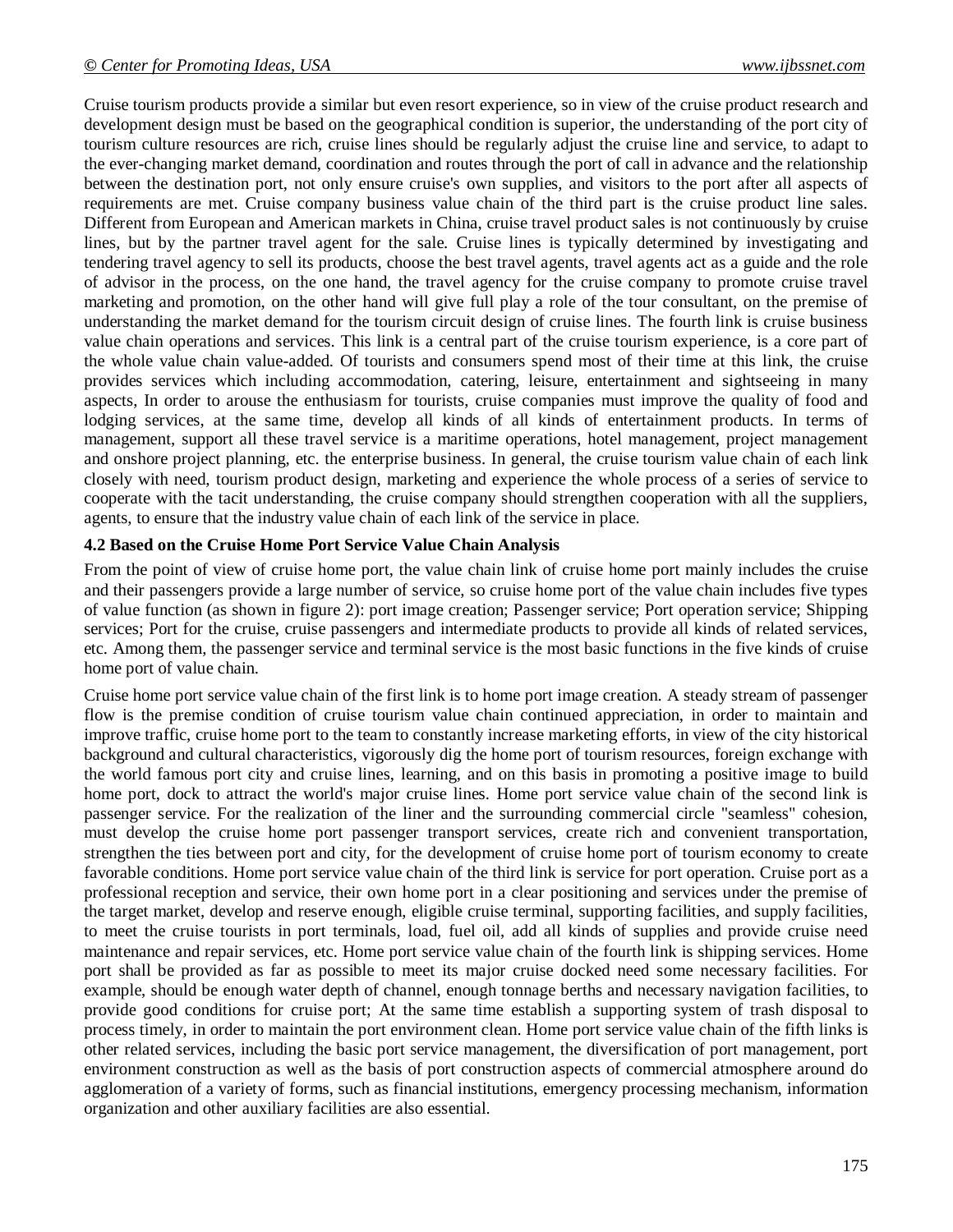Cruise tourism products provide a similar but even resort experience, so in view of the cruise product research and development design must be based on the geographical condition is superior, the understanding of the port city of tourism culture resources are rich, cruise lines should be regularly adjust the cruise line and service, to adapt to the ever-changing market demand, coordination and routes through the port of call in advance and the relationship between the destination port, not only ensure cruise's own supplies, and visitors to the port after all aspects of requirements are met. Cruise company business value chain of the third part is the cruise product line sales. Different from European and American markets in China, cruise travel product sales is not continuously by cruise lines, but by the partner travel agent for the sale. Cruise lines is typically determined by investigating and tendering travel agency to sell its products, choose the best travel agents, travel agents act as a guide and the role of advisor in the process, on the one hand, the travel agency for the cruise company to promote cruise travel marketing and promotion, on the other hand will give full play a role of the tour consultant, on the premise of understanding the market demand for the tourism circuit design of cruise lines. The fourth link is cruise business value chain operations and services. This link is a central part of the cruise tourism experience, is a core part of the whole value chain value-added. Of tourists and consumers spend most of their time at this link, the cruise provides services which including accommodation, catering, leisure, entertainment and sightseeing in many aspects, In order to arouse the enthusiasm for tourists, cruise companies must improve the quality of food and lodging services, at the same time, develop all kinds of all kinds of entertainment products. In terms of management, support all these travel service is a maritime operations, hotel management, project management and onshore project planning, etc. the enterprise business. In general, the cruise tourism value chain of each link closely with need, tourism product design, marketing and experience the whole process of a series of service to cooperate with the tacit understanding, the cruise company should strengthen cooperation with all the suppliers, agents, to ensure that the industry value chain of each link of the service in place.

### 4.2 Based on the Cruise Home Port Service Value Chain Analysis

From the point of view of cruise home port, the value chain link of cruise home port mainly includes the cruise and their passengers provide a large number of service, so cruise home port of the value chain includes five types of value function (as shown in figure 2): port image creation; Passenger service; Port operation service; Shipping services; Port for the cruise, cruise passengers and intermediate products to provide all kinds of related services, etc. Among them, the passenger service and terminal service is the most basic functions in the five kinds of cruise home port of value chain.

Cruise home port service value chain of the first link is to home port image creation. A steady stream of passenger flow is the premise condition of cruise tourism value chain continued appreciation, in order to maintain and improve traffic, cruise home port to the team to constantly increase marketing efforts, in view of the city historical background and cultural characteristics, vigorously dig the home port of tourism resources, foreign exchange with the world famous port city and cruise lines, learning, and on this basis in promoting a positive image to build home port, dock to attract the world's major cruise lines. Home port service value chain of the second link is passenger service. For the realization of the liner and the surrounding commercial circle "seamless" cohesion, must develop the cruise home port passenger transport services, create rich and convenient transportation, strengthen the ties between port and city, for the development of cruise home port of tourism economy to create favorable conditions. Home port service value chain of the third link is service for port operation. Cruise port as a professional reception and service, their own home port in a clear positioning and services under the premise of the target market, develop and reserve enough, eligible cruise terminal, supporting facilities, and supply facilities, to meet the cruise tourists in port terminals, load, fuel oil, add all kinds of supplies and provide cruise need maintenance and repair services, etc. Home port service value chain of the fourth link is shipping services. Home port shall be provided as far as possible to meet its major cruise docked need some necessary facilities. For example, should be enough water depth of channel, enough tonnage berths and necessary navigation facilities, to provide good conditions for cruise port; At the same time establish a supporting system of trash disposal to process timely, in order to maintain the port environment clean. Home port service value chain of the fifth links is other related services, including the basic port service management, the diversification of port management, port environment construction as well as the basis of port construction aspects of commercial atmosphere around do agglomeration of a variety of forms, such as financial institutions, emergency processing mechanism, information organization and other auxiliary facilities are also essential.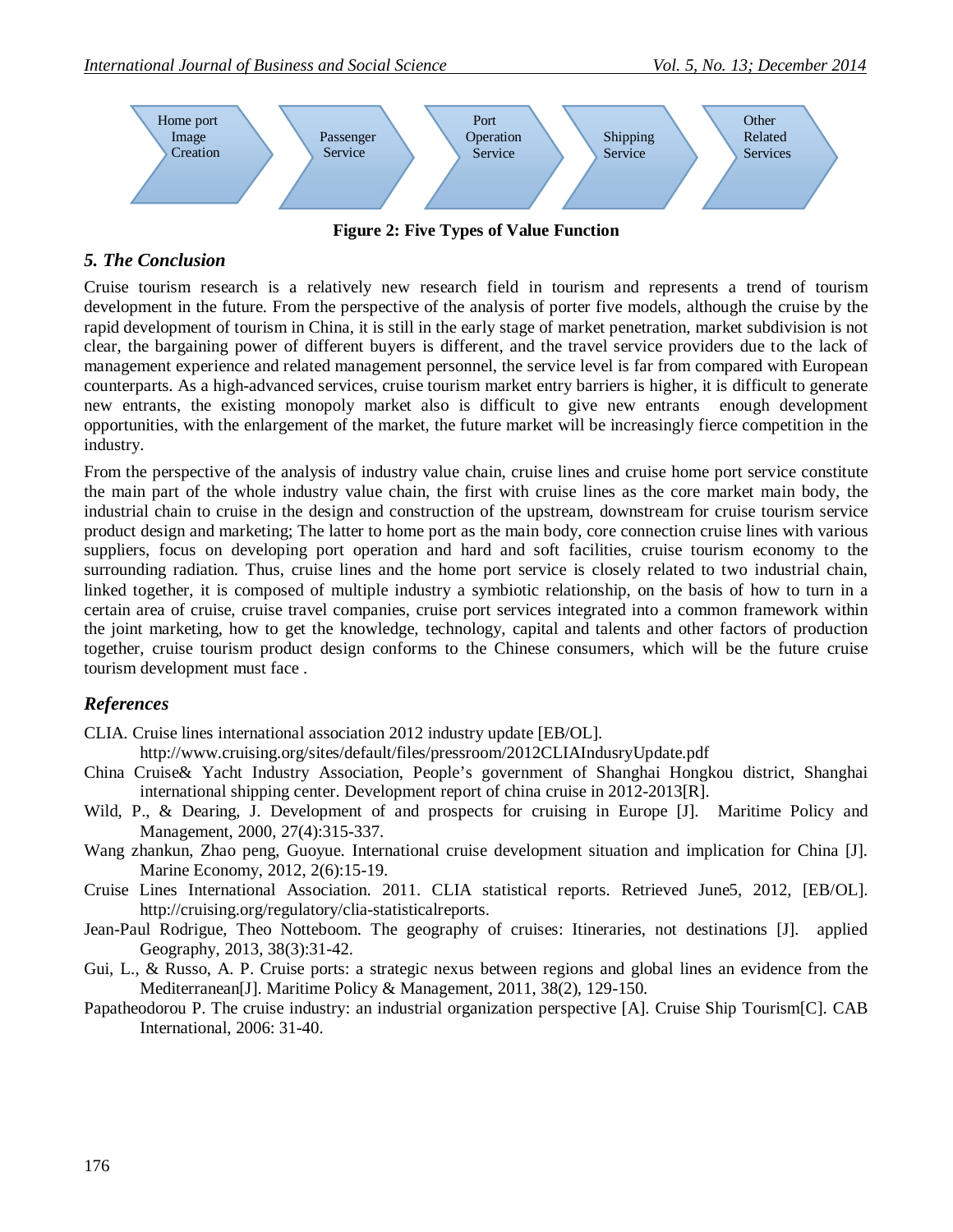Home port Image Creation

Passenger Service

Port Operation Service

Shipping Service

Other Related Services

**Figure 2: Five Types of Value Function**

### *5. The Conclusion*

Cruise tourism research is a relatively new research field in tourism and represents a trend of tourism development in the future. From the perspective of the analysis of porter five models, although the cruise by the rapid development of tourism in China, it is still in the early stage of market penetration, market subdivision is not clear, the bargaining power of different buyers is different, and the travel service providers due to the lack of management experience and related management personnel, the service level is far from compared with European counterparts. As a high-advanced services, cruise tourism market entry barriers is higher, it is difficult to generate new entrants, the existing monopoly market also is difficult to give new entrants enough development opportunities, with the enlargement of the market, the future market will be increasingly fierce competition in the industry.

From the perspective of the analysis of industry value chain, cruise lines and cruise home port service constitute the main part of the whole industry value chain, the first with cruise lines as the core market main body, the industrial chain to cruise in the design and construction of the upstream, downstream for cruise tourism service product design and marketing; The latter to home port as the main body, core connection cruise lines with various suppliers, focus on developing port operation and hard and soft facilities, cruise tourism economy to the surrounding radiation. Thus, cruise lines and the home port service is closely related to two industrial chain, linked together, it is composed of multiple industry a symbiotic relationship, on the basis of how to turn in a certain area of cruise, cruise travel companies, cruise port services integrated into a common framework within the joint marketing, how to get the knowledge, technology, capital and talents and other factors of production together, cruise tourism product design conforms to the Chinese consumers, which will be the future cruise tourism development must face .

### *References*

CLIA. Cruise lines international association 2012 industry update [EB/OL]. http://www.cruising.org/sites/default/files/pressroom/2012CLIAIndusryUpdate.pdf

China Cruise& Yacht Industry Association, People's government of Shanghai Hongkou district, Shanghai international shipping center. Development report of china cruise in 2012-2013[R].

Wild, P., & Dearing, J. Development of and prospects for cruising in Europe [J]. Maritime Policy and Management, 2000, 27(4):315-337.

Wang zhankun, Zhao peng, Guoyue. International cruise development situation and implication for China [J]. Marine Economy, 2012, 2(6):15-19.

Cruise Lines International Association. 2011. CLIA statistical reports. Retrieved June5, 2012, [EB/OL]. http://cruising.org/regulatory/clia-statisticalreports.

Jean-Paul Rodrigue, Theo Notteboom. The geography of cruises: Itineraries, not destinations [J]. applied Geography, 2013, 38(3):31-42.

Gui, L., & Russo, A. P. Cruise ports: a strategic nexus between regions and global lines an evidence from the Mediterranean[J]. Maritime Policy & Management, 2011, 38(2), 129-150.

Papatheodorou P. The cruise industry: an industrial organization perspective [A]. Cruise Ship Tourism[C]. CAB International, 2006: 31-40.